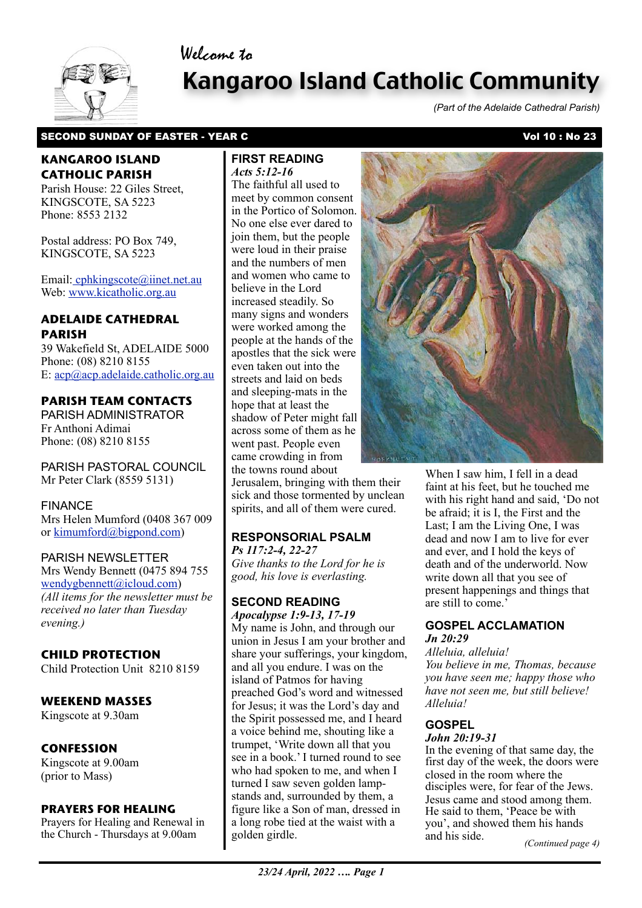Welcome to

# Kangaroo Island Catholic Community

*(Part of the Adelaide Cathedral Parish)*

**SECOND SUNDAY OF EASTER - YEAR C** **Vol 10 : No 23**

## KANGAROO ISLAND CATHOLIC PARISH

Parish House: 22 Giles Street, KINGSCOTE, SA 5223
Phone: 8553 2132

Postal address: PO Box 749, KINGSCOTE, SA 5223

Email: cphkingscote@iinet.net.au
Web: www.kicatholic.org.au

## ADELAIDE CATHEDRAL PARISH

39 Wakefield St, ADELAIDE 5000
Phone: (08) 8210 8155
E: acp@acp.adelaide.catholic.org.au

## PARISH TEAM CONTACTS

PARISH ADMINISTRATOR
Fr Anthoni Adimai
Phone: (08) 8210 8155

PARISH PASTORAL COUNCIL
Mr Peter Clark (8559 5131)

FINANCE
Mrs Helen Mumford (0408 367 009 or kimumford@bigpond.com)

PARISH NEWSLETTER
Mrs Wendy Bennett (0475 894 755 wendygbennett@icloud.com)
*(All items for the newsletter must be received no later than Tuesday evening.)*

## CHILD PROTECTION

Child Protection Unit 8210 8159

## WEEKEND MASSES

Kingscote at 9.30am

## CONFESSION

Kingscote at 9.00am (prior to Mass)

## PRAYERS FOR HEALING

Prayers for Healing and Renewal in the Church - Thursdays at 9.00am

## FIRST READING

***Acts 5:12-16***

The faithful all used to meet by common consent in the Portico of Solomon. No one else ever dared to join them, but the people were loud in their praise and the numbers of men and women who came to believe in the Lord increased steadily. So many signs and wonders were worked among the people at the hands of the apostles that the sick were even taken out into the streets and laid on beds and sleeping-mats in the hope that at least the shadow of Peter might fall across some of them as he went past. People even came crowding in from the towns round about Jerusalem, bringing with them their sick and those tormented by unclean spirits, and all of them were cured.

## RESPONSORIAL PSALM

***Ps 117:2-4, 22-27***

*Give thanks to the Lord for he is good, his love is everlasting.*

## SECOND READING

***Apocalypse 1:9-13, 17-19***

My name is John, and through our union in Jesus I am your brother and share your sufferings, your kingdom, and all you endure. I was on the island of Patmos for having preached God's word and witnessed for Jesus; it was the Lord's day and the Spirit possessed me, and I heard a voice behind me, shouting like a trumpet, 'Write down all that you see in a book.' I turned round to see who had spoken to me, and when I turned I saw seven golden lamp-stands and, surrounded by them, a figure like a Son of man, dressed in a long robe tied at the waist with a golden girdle.

When I saw him, I fell in a dead faint at his feet, but he touched me with his right hand and said, 'Do not be afraid; it is I, the First and the Last; I am the Living One, I was dead and now I am to live for ever and ever, and I hold the keys of death and of the underworld. Now write down all that you see of present happenings and things that are still to come.'

## GOSPEL ACCLAMATION

***Jn 20:29***

*Alleluia, alleluia!*
*You believe in me, Thomas, because you have seen me; happy those who have not seen me, but still believe!*
*Alleluia!*

## GOSPEL

***John 20:19-31***

In the evening of that same day, the first day of the week, the doors were closed in the room where the disciples were, for fear of the Jews. Jesus came and stood among them. He said to them, 'Peace be with you', and showed them his hands and his side.

*(Continued page 4)*

*23/24 April, 2022 ….*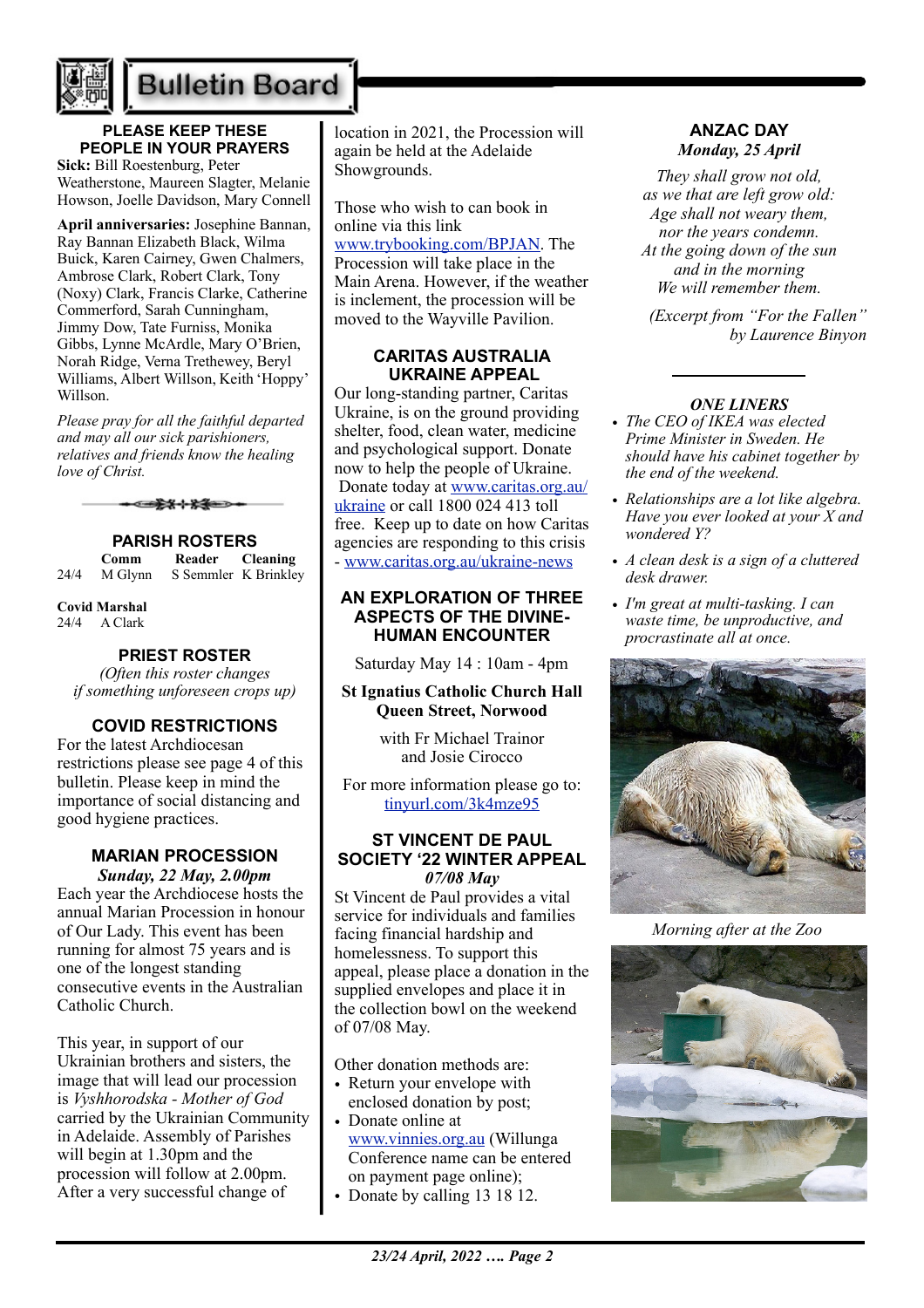# Bulletin Board

## PLEASE KEEP THESE PEOPLE IN YOUR PRAYERS

**Sick:** Bill Roestenburg, Peter Weatherstone, Maureen Slagter, Melanie Howson, Joelle Davidson, Mary Connell

**April anniversaries:** Josephine Bannan, Ray Bannan Elizabeth Black, Wilma Buick, Karen Cairney, Gwen Chalmers, Ambrose Clark, Robert Clark, Tony (Noxy) Clark, Francis Clarke, Catherine Commerford, Sarah Cunningham, Jimmy Dow, Tate Furniss, Monika Gibbs, Lynne McArdle, Mary O'Brien, Norah Ridge, Verna Trethewey, Beryl Williams, Albert Willson, Keith 'Hoppy' Willson.

*Please pray for all the faithful departed and may all our sick parishioners, relatives and friends know the healing love of Christ.*

## PARISH ROSTERS

| | Comm | Reader | Cleaning |
|---|---|---|---|
| 24/4 | M Glynn | S Semmler | K Brinkley |

**Covid Marshal**
24/4 A Clark

## PRIEST ROSTER

*(Often this roster changes if something unforeseen crops up)*

## COVID RESTRICTIONS

For the latest Archdiocesan restrictions please see page 4 of this bulletin. Please keep in mind the importance of social distancing and good hygiene practices.

## MARIAN PROCESSION

***Sunday, 22 May, 2.00pm***

Each year the Archdiocese hosts the annual Marian Procession in honour of Our Lady. This event has been running for almost 75 years and is one of the longest standing consecutive events in the Australian Catholic Church.

This year, in support of our Ukrainian brothers and sisters, the image that will lead our procession is *Vyshhorodska - Mother of God* carried by the Ukrainian Community in Adelaide. Assembly of Parishes will begin at 1.30pm and the procession will follow at 2.00pm. After a very successful change of location in 2021, the Procession will again be held at the Adelaide Showgrounds.

Those who wish to can book in online via this link www.trybooking.com/BPJAN. The Procession will take place in the Main Arena. However, if the weather is inclement, the procession will be moved to the Wayville Pavilion.

## CARITAS AUSTRALIA UKRAINE APPEAL

Our long-standing partner, Caritas Ukraine, is on the ground providing shelter, food, clean water, medicine and psychological support. Donate now to help the people of Ukraine. Donate today at www.caritas.org.au/ukraine or call 1800 024 413 toll free. Keep up to date on how Caritas agencies are responding to this crisis - www.caritas.org.au/ukraine-news

## AN EXPLORATION OF THREE ASPECTS OF THE DIVINE-HUMAN ENCOUNTER

Saturday May 14 : 10am - 4pm

**St Ignatius Catholic Church Hall Queen Street, Norwood**

with Fr Michael Trainor and Josie Circocco

For more information please go to: tinyurl.com/3k4mze95

## ST VINCENT DE PAUL SOCIETY '22 WINTER APPEAL

***07/08 May***

St Vincent de Paul provides a vital service for individuals and families facing financial hardship and homelessness. To support this appeal, please place a donation in the supplied envelopes and place it in the collection bowl on the weekend of 07/08 May.

Other donation methods are:

- Return your envelope with enclosed donation by post;
- Donate online at www.vinnies.org.au (Willunga Conference name can be entered on payment page online);
- Donate by calling 13 18 12.

## ANZAC DAY

***Monday, 25 April***

*They shall grow not old,*
*as we that are left grow old:*
*Age shall not weary them,*
*nor the years condemn.*
*At the going down of the sun*
*and in the morning*
*We will remember them.*

*(Excerpt from "For the Fallen" by Laurence Binyon*

## *ONE LINERS*

- *The CEO of IKEA was elected Prime Minister in Sweden. He should have his cabinet together by the end of the weekend.*
- *Relationships are a lot like algebra. Have you ever looked at your X and wondered Y?*
- *A clean desk is a sign of a cluttered desk drawer.*
- *I'm great at multi-tasking. I can waste time, be unproductive, and procrastinate all at once.*

*Morning after at the Zoo*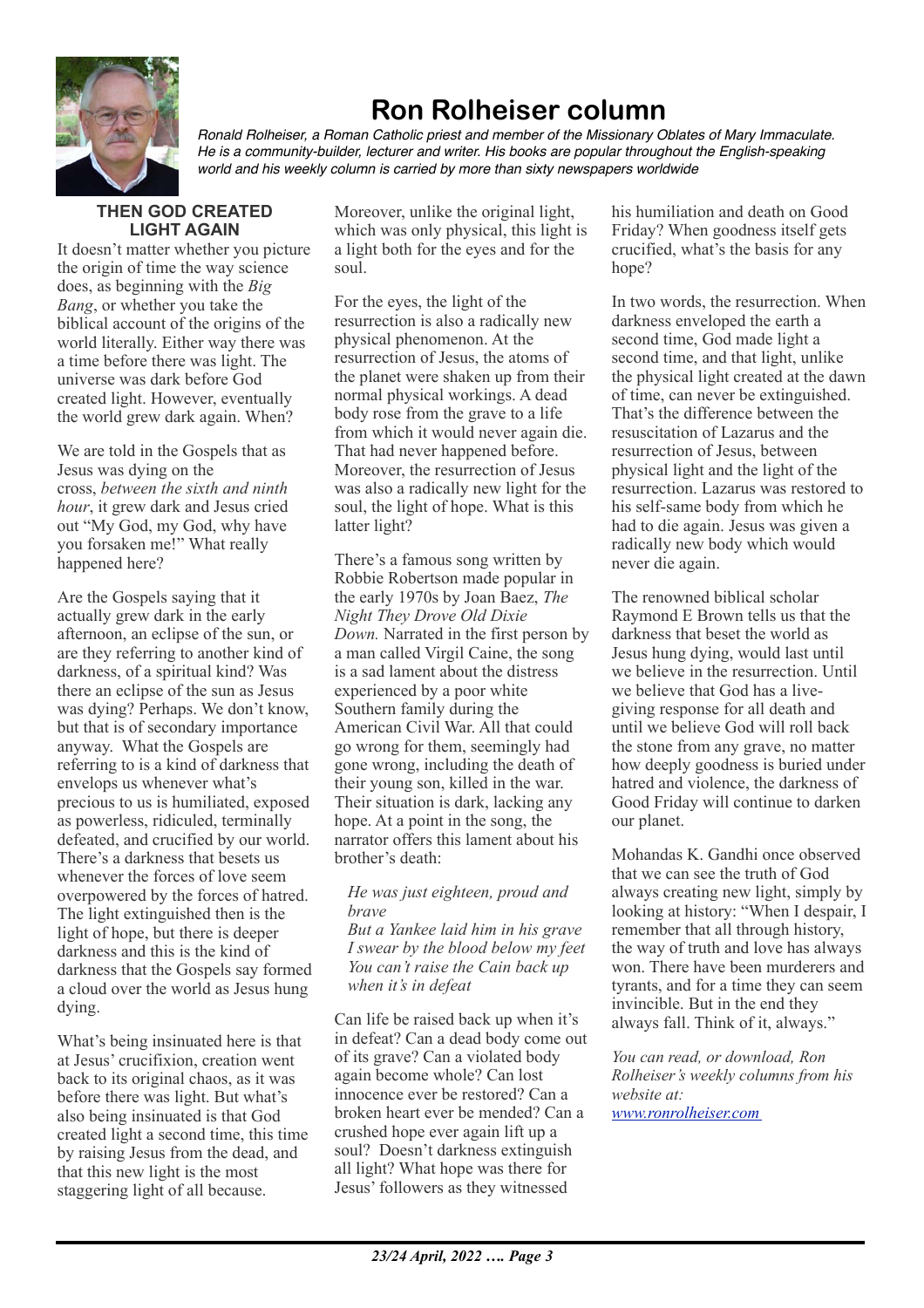# Ron Rolheiser column

*Ronald Rolheiser, a Roman Catholic priest and member of the Missionary Oblates of Mary Immaculate. He is a community-builder, lecturer and writer. His books are popular throughout the English-speaking world and his weekly column is carried by more than sixty newspapers worldwide*

## THEN GOD CREATED LIGHT AGAIN

It doesn't matter whether you picture the origin of time the way science does, as beginning with the *Big Bang*, or whether you take the biblical account of the origins of the world literally. Either way there was a time before there was light. The universe was dark before God created light. However, eventually the world grew dark again. When?

We are told in the Gospels that as Jesus was dying on the cross, *between the sixth and ninth hour*, it grew dark and Jesus cried out "My God, my God, why have you forsaken me!" What really happened here?

Are the Gospels saying that it actually grew dark in the early afternoon, an eclipse of the sun, or are they referring to another kind of darkness, of a spiritual kind? Was there an eclipse of the sun as Jesus was dying? Perhaps. We don't know, but that is of secondary importance anyway. What the Gospels are referring to is a kind of darkness that envelops us whenever what's precious to us is humiliated, exposed as powerless, ridiculed, terminally defeated, and crucified by our world. There's a darkness that besets us whenever the forces of love seem overpowered by the forces of hatred. The light extinguished then is the light of hope, but there is deeper darkness and this is the kind of darkness that the Gospels say formed a cloud over the world as Jesus hung dying.

What's being insinuated here is that at Jesus' crucifixion, creation went back to its original chaos, as it was before there was light. But what's also being insinuated is that God created light a second time, this time by raising Jesus from the dead, and that this new light is the most staggering light of all because. Moreover, unlike the original light, which was only physical, this light is a light both for the eyes and for the soul.

For the eyes, the light of the resurrection is also a radically new physical phenomenon. At the resurrection of Jesus, the atoms of the planet were shaken up from their normal physical workings. A dead body rose from the grave to a life from which it would never again die. That had never happened before. Moreover, the resurrection of Jesus was also a radically new light for the soul, the light of hope. What is this latter light?

There's a famous song written by Robbie Robertson made popular in the early 1970s by Joan Baez, *The Night They Drove Old Dixie Down.* Narrated in the first person by a man called Virgil Caine, the song is a sad lament about the distress experienced by a poor white Southern family during the American Civil War. All that could go wrong for them, seemingly had gone wrong, including the death of their young son, killed in the war. Their situation is dark, lacking any hope. At a point in the song, the narrator offers this lament about his brother's death:

> *He was just eighteen, proud and brave*
> *But a Yankee laid him in his grave*
> *I swear by the blood below my feet*
> *You can't raise the Cain back up when it's in defeat*

Can life be raised back up when it's in defeat? Can a dead body come out of its grave? Can a violated body again become whole? Can lost innocence ever be restored? Can a broken heart ever be mended? Can a crushed hope ever again lift up a soul? Doesn't darkness extinguish all light? What hope was there for Jesus' followers as they witnessed his humiliation and death on Good Friday? When goodness itself gets crucified, what's the basis for any hope?

In two words, the resurrection. When darkness enveloped the earth a second time, God made light a second time, and that light, unlike the physical light created at the dawn of time, can never be extinguished. That's the difference between the resuscitation of Lazarus and the resurrection of Jesus, between physical light and the light of the resurrection. Lazarus was restored to his self-same body from which he had to die again. Jesus was given a radically new body which would never die again.

The renowned biblical scholar Raymond E Brown tells us that the darkness that beset the world as Jesus hung dying, would last until we believe in the resurrection. Until we believe that God has a live-giving response for all death and until we believe God will roll back the stone from any grave, no matter how deeply goodness is buried under hatred and violence, the darkness of Good Friday will continue to darken our planet.

Mohandas K. Gandhi once observed that we can see the truth of God always creating new light, simply by looking at history: "When I despair, I remember that all through history, the way of truth and love has always won. There have been murderers and tyrants, and for a time they can seem invincible. But in the end they always fall. Think of it, always."

*You can read, or download, Ron Rolheiser's weekly columns from his website at:*
[www.ronrolheiser.com](www.ronrolheiser.com)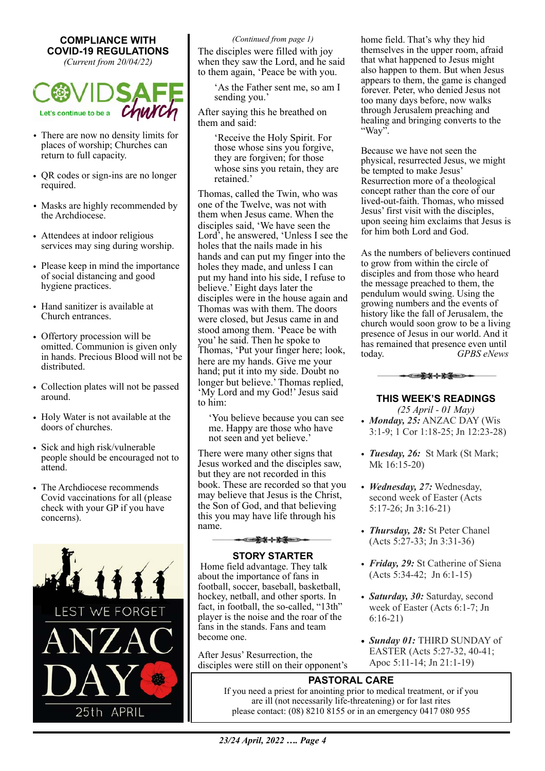## COMPLIANCE WITH COVID-19 REGULATIONS

*(Current from 20/04/22)*

COVIDSAFE church — Let's continue to be a

- There are now no density limits for places of worship; Churches can return to full capacity.
- QR codes or sign-ins are no longer required.
- Masks are highly recommended by the Archdiocese.
- Attendees at indoor religious services may sing during worship.
- Please keep in mind the importance of social distancing and good hygiene practices.
- Hand sanitizer is available at Church entrances.
- Offertory procession will be omitted. Communion is given only in hands. Precious Blood will not be distributed.
- Collection plates will not be passed around.
- Holy Water is not available at the doors of churches.
- Sick and high risk/vulnerable people should be encouraged not to attend.
- The Archdiocese recommends Covid vaccinations for all (please check with your GP if you have concerns).

LEST WE FORGET
ANZAC DAY
25th APRIL

*(Continued from page 1)*

The disciples were filled with joy when they saw the Lord, and he said to them again, 'Peace be with you.

> 'As the Father sent me, so am I sending you.'

After saying this he breathed on them and said:

> 'Receive the Holy Spirit. For those whose sins you forgive, they are forgiven; for those whose sins you retain, they are retained.'

Thomas, called the Twin, who was one of the Twelve, was not with them when Jesus came. When the disciples said, 'We have seen the Lord', he answered, 'Unless I see the holes that the nails made in his hands and can put my finger into the holes they made, and unless I can put my hand into his side, I refuse to believe.' Eight days later the disciples were in the house again and Thomas was with them. The doors were closed, but Jesus came in and stood among them. 'Peace be with you' he said. Then he spoke to Thomas, 'Put your finger here; look, here are my hands. Give me your hand; put it into my side. Doubt no longer but believe.' Thomas replied, 'My Lord and my God!' Jesus said to him:

> 'You believe because you can see me. Happy are those who have not seen and yet believe.'

There were many other signs that Jesus worked and the disciples saw, but they are not recorded in this book. These are recorded so that you may believe that Jesus is the Christ, the Son of God, and that believing this you may have life through his name.

## STORY STARTER

Home field advantage. They talk about the importance of fans in football, soccer, baseball, basketball, hockey, netball, and other sports. In fact, in football, the so-called, "13th" player is the noise and the roar of the fans in the stands. Fans and team become one.

After Jesus' Resurrection, the disciples were still on their opponent's home field. That's why they hid themselves in the upper room, afraid that what happened to Jesus might also happen to them. But when Jesus appears to them, the game is changed forever. Peter, who denied Jesus not too many days before, now walks through Jerusalem preaching and healing and bringing converts to the "Way".

Because we have not seen the physical, resurrected Jesus, we might be tempted to make Jesus' Resurrection more of a theological concept rather than the core of our lived-out-faith. Thomas, who missed Jesus' first visit with the disciples, upon seeing him exclaims that Jesus is for him both Lord and God.

As the numbers of believers continued to grow from within the circle of disciples and from those who heard the message preached to them, the pendulum would swing. Using the growing numbers and the events of history like the fall of Jerusalem, the church would soon grow to be a living presence of Jesus in our world. And it has remained that presence even until today. *GPBS eNews*

## THIS WEEK'S READINGS

*(25 April - 01 May)*

- ***Monday, 25:*** ANZAC DAY (Wis 3:1-9; 1 Cor 1:18-25; Jn 12:23-28)
- ***Tuesday, 26:*** St Mark (St Mark; Mk 16:15-20)
- ***Wednesday, 27:*** Wednesday, second week of Easter (Acts 5:17-26; Jn 3:16-21)
- ***Thursday, 28:*** St Peter Chanel (Acts 5:27-33; Jn 3:31-36)
- ***Friday, 29:*** St Catherine of Siena (Acts 5:34-42; Jn 6:1-15)
- ***Saturday, 30:*** Saturday, second week of Easter (Acts 6:1-7; Jn 6:16-21)
- ***Sunday 01:*** THIRD SUNDAY of EASTER (Acts 5:27-32, 40-41; Apoc 5:11-14; Jn 21:1-19)

## PASTORAL CARE

If you need a priest for anointing prior to medical treatment, or if you are ill (not necessarily life-threatening) or for last rites please contact: (08) 8210 8155 or in an emergency 0417 080 955